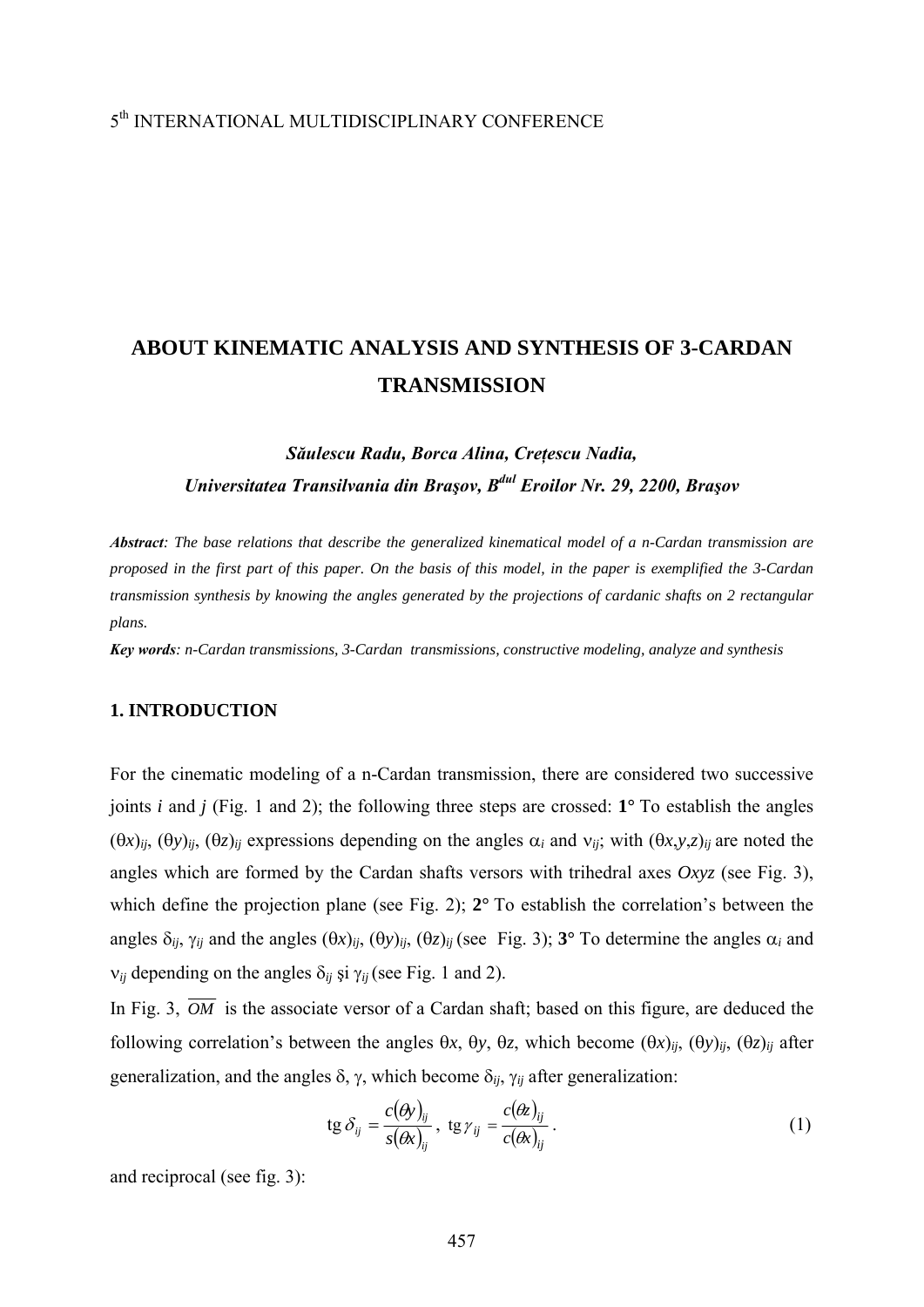5th INTERNATIONAL MULTIDISCIPLINARY CONFERENCE

# ABOUT KINEMATIC ANALYSIS AND SYNTHESIS OF 3-CARDAN TRANSMISSION

***Săulescu Radu, Borca Alina, Crețescu Nadia,***
***Universitatea Transilvania din Braşov, B[dul] Eroilor Nr. 29, 2200, Braşov***

***Abstract****: The base relations that describe the generalized kinematical model of a n-Cardan transmission are proposed in the first part of this paper. On the basis of this model, in the paper is exemplified the 3-Cardan transmission synthesis by knowing the angles generated by the projections of cardanic shafts on 2 rectangular plans.*

***Key words****: n-Cardan transmissions, 3-Cardan transmissions, constructive modeling, analyze and synthesis*

## 1. INTRODUCTION

For the cinematic modeling of a n-Cardan transmission, there are considered two successive joints *i* and *j* (Fig. 1 and 2); the following three steps are crossed: **1°** To establish the angles $(\theta x)_{ij}$, $(\theta y)_{ij}$, $(\theta z)_{ij}$ expressions depending on the angles $\alpha_i$ and $\nu_{ij}$; with $(\theta x,y,z)_{ij}$ are noted the angles which are formed by the Cardan shafts versors with trihedral axes *Oxyz* (see Fig. 3), which define the projection plane (see Fig. 2); **2°** To establish the correlation's between the angles $\delta_{ij}$, $\gamma_{ij}$ and the angles $(\theta x)_{ij}$, $(\theta y)_{ij}$, $(\theta z)_{ij}$ (see Fig. 3); **3°** To determine the angles $\alpha_i$ and $\nu_{ij}$ depending on the angles $\delta_{ij}$ şi $\gamma_{ij}$ (see Fig. 1 and 2).

In Fig. 3, $\overline{OM}$ is the associate versor of a Cardan shaft; based on this figure, are deduced the following correlation's between the angles $\theta x$, $\theta y$, $\theta z$, which become $(\theta x)_{ij}$, $(\theta y)_{ij}$, $(\theta z)_{ij}$ after generalization, and the angles $\delta$, $\gamma$, which become $\delta_{ij}$, $\gamma_{ij}$ after generalization:

$$\text{tg}\,\delta_{ij} = \frac{c(\theta y)_{ij}}{s(\theta x)_{ij}},\ \ \text{tg}\,\gamma_{ij} = \frac{c(\theta z)_{ij}}{c(\theta x)_{ij}}. \tag{1}$$

and reciprocal (see fig. 3):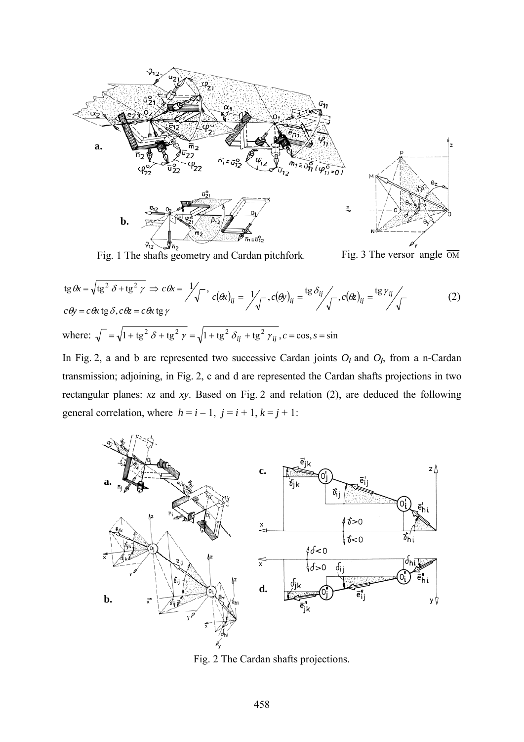Fig. 1 The shafts geometry and Cardan pitchfork.

Fig. 3 The versor angle $\overline{OM}$

$$\operatorname{tg}\theta x = \sqrt{\operatorname{tg}^2\delta + \operatorname{tg}^2\gamma} \Rightarrow c\theta x = \frac{1}{\sqrt{\phantom{x}}},\quad c(\theta x)_{ij} = \frac{1}{\sqrt{\phantom{x}}}, c(\theta y)_{ij} = \frac{\operatorname{tg}\delta_{ij}}{\sqrt{\phantom{x}}}, c(\theta z)_{ij} = \frac{\operatorname{tg}\gamma_{ij}}{\sqrt{\phantom{x}}} \tag{2}$$

$$c\theta y = c\theta x \operatorname{tg}\delta, c\theta z = c\theta x \operatorname{tg}\gamma$$

where: $\sqrt{\phantom{x}} = \sqrt{1 + \operatorname{tg}^2\delta + \operatorname{tg}^2\gamma} = \sqrt{1 + \operatorname{tg}^2\delta_{ij} + \operatorname{tg}^2\gamma_{ij}}$, $c = \cos, s = \sin$

In Fig. 2, a and b are represented two successive Cardan joints $O_i$ and $O_j$, from a n-Cardan transmission; adjoining, in Fig. 2, c and d are represented the Cardan shafts projections in two rectangular planes: *xz* and *xy*. Based on Fig. 2 and relation (2), are deduced the following general correlation, where $h = i - 1$, $j = i + 1$, $k = j + 1$:

Fig. 2 The Cardan shafts projections.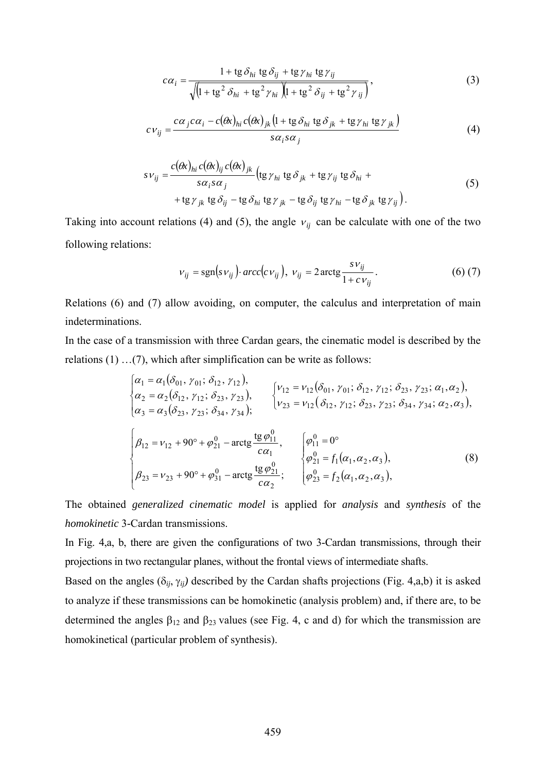$$c\alpha_i = \frac{1 + \mathrm{tg}\,\delta_{hi}\,\mathrm{tg}\,\delta_{ij} + \mathrm{tg}\,\gamma_{hi}\,\mathrm{tg}\,\gamma_{ij}}{\sqrt{\left(1 + \mathrm{tg}^2\,\delta_{hi} + \mathrm{tg}^2\,\gamma_{hi}\right)\left(1 + \mathrm{tg}^2\,\delta_{ij} + \mathrm{tg}^2\,\gamma_{ij}\right)}}, \tag{3}$$

$$c\nu_{ij} = \frac{c\alpha_j c\alpha_i - c(\theta x)_{hi}\, c(\theta x)_{jk}\left(1 + \mathrm{tg}\,\delta_{hi}\,\mathrm{tg}\,\delta_{jk} + \mathrm{tg}\,\gamma_{hi}\,\mathrm{tg}\,\gamma_{jk}\right)}{s\alpha_i s\alpha_j} \tag{4}$$

$$\begin{aligned} s\nu_{ij} = \frac{c(\theta x)_{hi}\, c(\theta x)_{ij}\, c(\theta x)_{jk}}{s\alpha_i s\alpha_j} \big( & \mathrm{tg}\,\gamma_{hi}\,\mathrm{tg}\,\delta_{jk} + \mathrm{tg}\,\gamma_{ij}\,\mathrm{tg}\,\delta_{hi} + \\ & + \mathrm{tg}\,\gamma_{jk}\,\mathrm{tg}\,\delta_{ij} - \mathrm{tg}\,\delta_{hi}\,\mathrm{tg}\,\gamma_{jk} - \mathrm{tg}\,\delta_{ij}\,\mathrm{tg}\,\gamma_{hi} - \mathrm{tg}\,\delta_{jk}\,\mathrm{tg}\,\gamma_{ij} \big). \end{aligned} \tag{5}$$

Taking into account relations (4) and (5), the angle $\nu_{ij}$ can be calculate with one of the two following relations:

$$\nu_{ij} = \mathrm{sgn}\left(s\nu_{ij}\right) \cdot arcc\left(c\nu_{ij}\right),\quad \nu_{ij} = 2\,\mathrm{arctg}\frac{s\nu_{ij}}{1 + c\nu_{ij}}. \tag{6) (7}$$

Relations (6) and (7) allow avoiding, on computer, the calculus and interpretation of main indeterminations.

In the case of a transmission with three Cardan gears, the cinematic model is described by the relations (1) …(7), which after simplification can be write as follows:

$$\begin{cases} \alpha_1 = \alpha_1(\delta_{01}, \gamma_{01}; \delta_{12}, \gamma_{12}), \\ \alpha_2 = \alpha_2(\delta_{12}, \gamma_{12}; \delta_{23}, \gamma_{23}), \\ \alpha_3 = \alpha_3(\delta_{23}, \gamma_{23}; \delta_{34}, \gamma_{34}); \end{cases} \quad \begin{cases} \nu_{12} = \nu_{12}(\delta_{01}, \gamma_{01}; \delta_{12}, \gamma_{12}; \delta_{23}, \gamma_{23}; \alpha_1, \alpha_2), \\ \nu_{23} = \nu_{12}(\delta_{12}, \gamma_{12}; \delta_{23}, \gamma_{23}; \delta_{34}, \gamma_{34}; \alpha_2, \alpha_3), \end{cases}$$

$$\begin{cases} \beta_{12} = \nu_{12} + 90^\circ + \varphi_{21}^0 - \mathrm{arctg}\dfrac{\mathrm{tg}\,\varphi_{11}^0}{c\alpha_1}, \\ \beta_{23} = \nu_{23} + 90^\circ + \varphi_{31}^0 - \mathrm{arctg}\dfrac{\mathrm{tg}\,\varphi_{21}^0}{c\alpha_2}; \end{cases} \quad \begin{cases} \varphi_{11}^0 = 0^\circ \\ \varphi_{21}^0 = f_1(\alpha_1, \alpha_2, \alpha_3), \\ \varphi_{23}^0 = f_2(\alpha_1, \alpha_2, \alpha_3), \end{cases} \tag{8}$$

The obtained *generalized cinematic model* is applied for *analysis* and *synthesis* of the *homokinetic* 3-Cardan transmissions.

In Fig. 4,a, b, there are given the configurations of two 3-Cardan transmissions, through their projections in two rectangular planes, without the frontal views of intermediate shafts.

Based on the angles ($\delta_{ij}$, $\gamma_{ij}$) described by the Cardan shafts projections (Fig. 4,a,b) it is asked to analyze if these transmissions can be homokinetic (analysis problem) and, if there are, to be determined the angles $\beta_{12}$ and $\beta_{23}$ values (see Fig. 4, c and d) for which the transmission are homokinetical (particular problem of synthesis).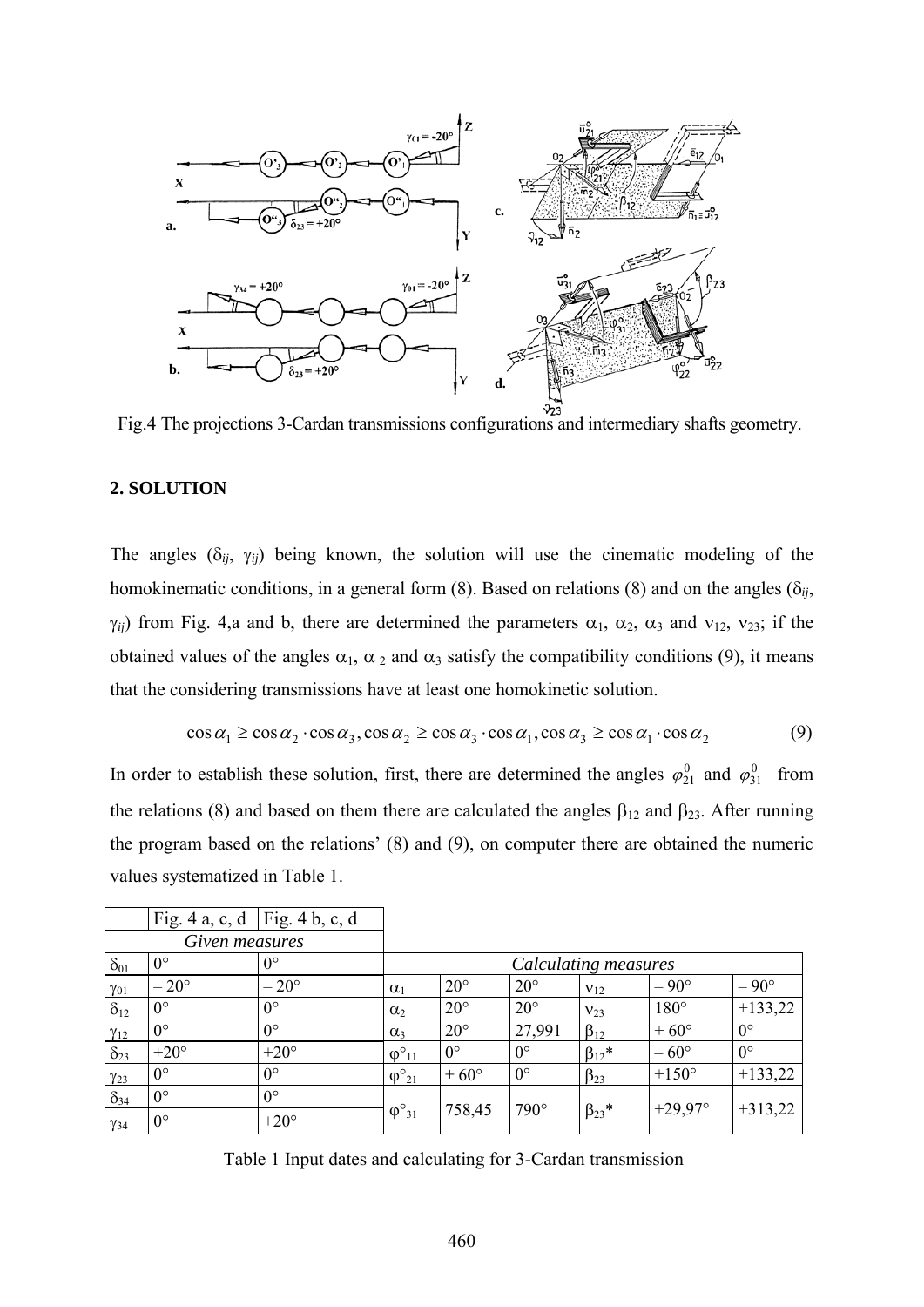Fig.4 The projections 3-Cardan transmissions configurations and intermediary shafts geometry.

## 2. SOLUTION

The angles ($\delta_{ij}$, $\gamma_{ij}$) being known, the solution will use the cinematic modeling of the homokinematic conditions, in a general form (8). Based on relations (8) and on the angles ($\delta_{ij}$, $\gamma_{ij}$) from Fig. 4,a and b, there are determined the parameters $\alpha_1$, $\alpha_2$, $\alpha_3$ and $\nu_{12}$, $\nu_{23}$; if the obtained values of the angles $\alpha_1$, $\alpha_2$ and $\alpha_3$ satisfy the compatibility conditions (9), it means that the considering transmissions have at least one homokinetic solution.

$$\cos\alpha_1 \geq \cos\alpha_2 \cdot \cos\alpha_3, \cos\alpha_2 \geq \cos\alpha_3 \cdot \cos\alpha_1, \cos\alpha_3 \geq \cos\alpha_1 \cdot \cos\alpha_2 \tag{9}$$

In order to establish these solution, first, there are determined the angles $\varphi_{21}^{0}$ and $\varphi_{31}^{0}$ from the relations (8) and based on them there are calculated the angles $\beta_{12}$ and $\beta_{23}$. After running the program based on the relations' (8) and (9), on computer there are obtained the numeric values systematized in Table 1.

| | Fig. 4 a, c, d | Fig. 4 b, c, d | | | | | | |
|---|---|---|---|---|---|---|---|---|
| *Given measures* | | | | | | | | |
| $\delta_{01}$ | 0° | 0° | *Calculating measures* | | | | | |
| $\gamma_{01}$ | – 20° | – 20° | $\alpha_1$ | 20° | 20° | $\nu_{12}$ | – 90° | – 90° |
| $\delta_{12}$ | 0° | 0° | $\alpha_2$ | 20° | 20° | $\nu_{23}$ | 180° | +133,22 |
| $\gamma_{12}$ | 0° | 0° | $\alpha_3$ | 20° | 27,991 | $\beta_{12}$ | + 60° | 0° |
| $\delta_{23}$ | +20° | +20° | $\varphi^{\circ}_{11}$ | 0° | 0° | $\beta_{12}$* | – 60° | 0° |
| $\gamma_{23}$ | 0° | 0° | $\varphi^{\circ}_{21}$ | ± 60° | 0° | $\beta_{23}$ | +150° | +133,22 |
| $\delta_{34}$ | 0° | 0° | $\varphi^{\circ}_{31}$ | 758,45 | 790° | $\beta_{23}$* | +29,97° | +313,22 |
| $\gamma_{34}$ | 0° | +20° | | | | | | |

Table 1 Input dates and calculating for 3-Cardan transmission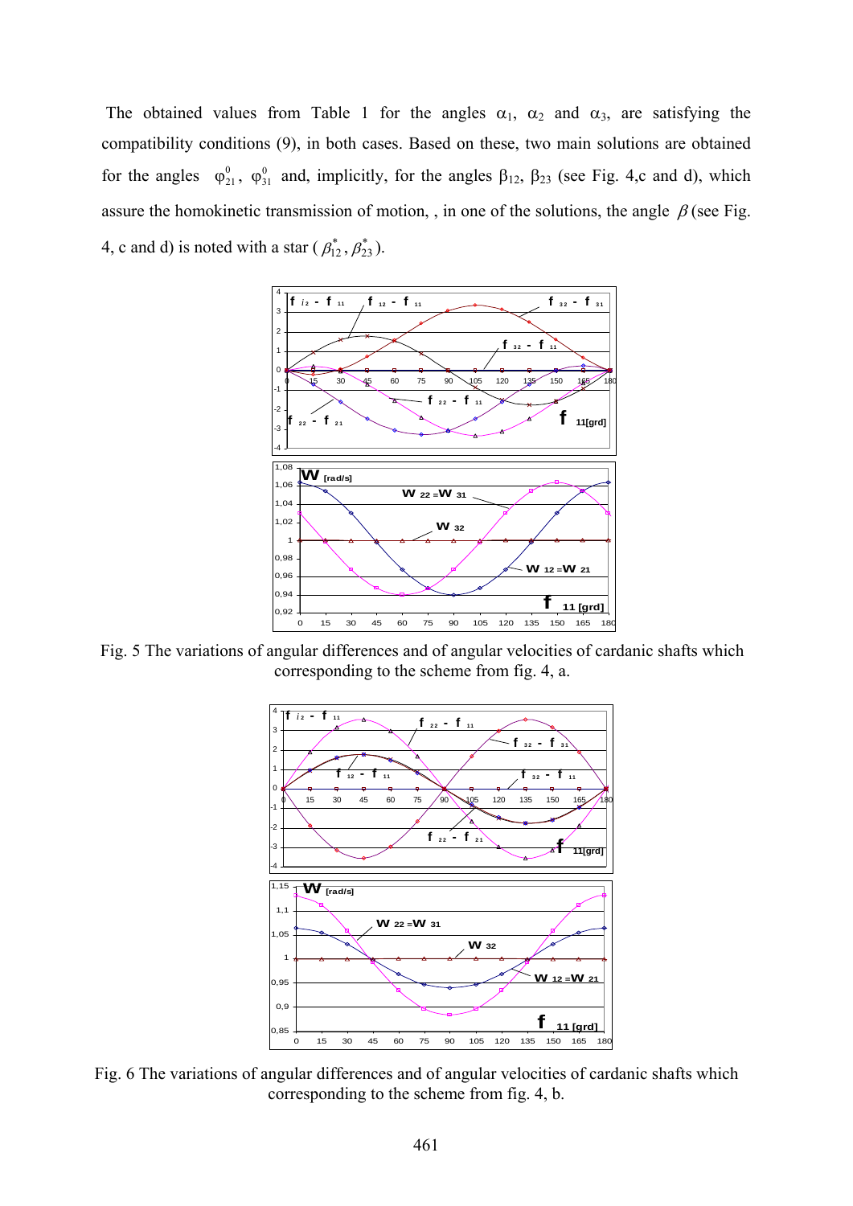The obtained values from Table 1 for the angles $\alpha_1$, $\alpha_2$ and $\alpha_3$, are satisfying the compatibility conditions (9), in both cases. Based on these, two main solutions are obtained for the angles $\varphi_{21}^0$, $\varphi_{31}^0$ and, implicitly, for the angles $\beta_{12}$, $\beta_{23}$ (see Fig. 4,c and d), which assure the homokinetic transmission of motion, , in one of the solutions, the angle $\beta$ (see Fig. 4, c and d) is noted with a star ($\beta_{12}^*, \beta_{23}^*$).

Fig. 5 The variations of angular differences and of angular velocities of cardanic shafts which corresponding to the scheme from fig. 4, a.

Fig. 6 The variations of angular differences and of angular velocities of cardanic shafts which corresponding to the scheme from fig. 4, b.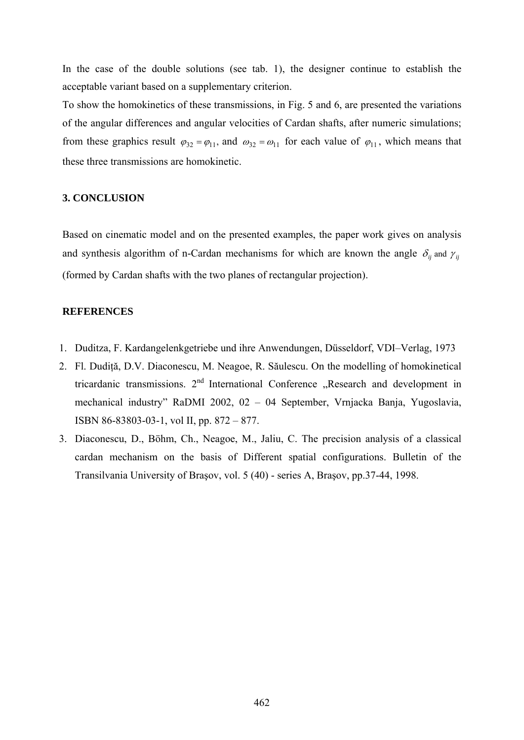In the case of the double solutions (see tab. 1), the designer continue to establish the acceptable variant based on a supplementary criterion.

To show the homokinetics of these transmissions, in Fig. 5 and 6, are presented the variations of the angular differences and angular velocities of Cardan shafts, after numeric simulations; from these graphics result $\varphi_{32} = \varphi_{11}$, and $\omega_{32} = \omega_{11}$ for each value of $\varphi_{11}$, which means that these three transmissions are homokinetic.

## 3. CONCLUSION

Based on cinematic model and on the presented examples, the paper work gives on analysis and synthesis algorithm of n-Cardan mechanisms for which are known the angle $\delta_{ij}$ and $\gamma_{ij}$ (formed by Cardan shafts with the two planes of rectangular projection).

## REFERENCES

1. Duditza, F. Kardangelenkgetriebe und ihre Anwendungen, Düsseldorf, VDI–Verlag, 1973
2. Fl. Dudiță, D.V. Diaconescu, M. Neagoe, R. Săulescu. On the modelling of homokinetical tricardanic transmissions. 2nd International Conference „Research and development in mechanical industry” RaDMI 2002, 02 – 04 September, Vrnjacka Banja, Yugoslavia, ISBN 86-83803-03-1, vol II, pp. 872 – 877.
3. Diaconescu, D., Böhm, Ch., Neagoe, M., Jaliu, C. The precision analysis of a classical cardan mechanism on the basis of Different spatial configurations. Bulletin of the Transilvania University of Braşov, vol. 5 (40) - series A, Braşov, pp.37-44, 1998.